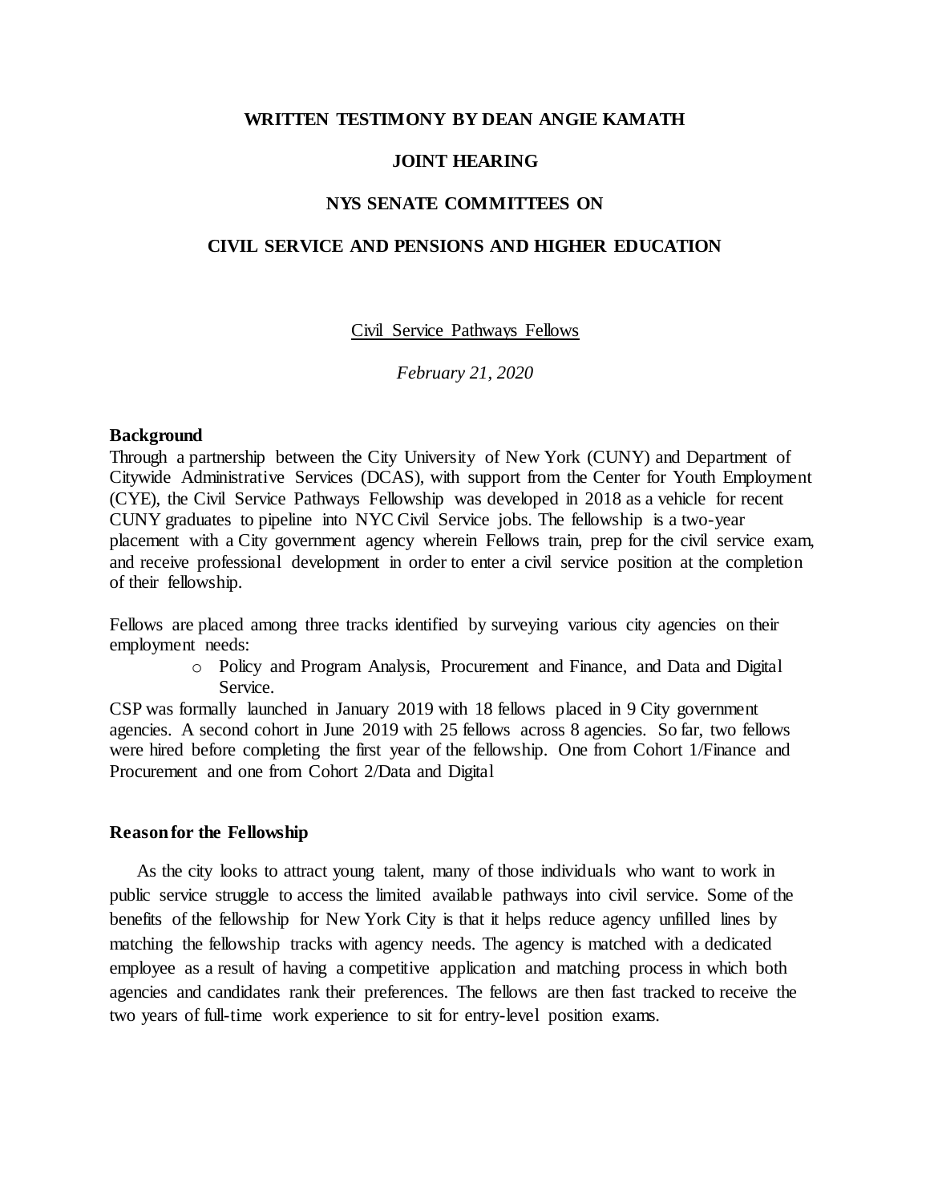**WRITTEN TESTIMONY BY DEAN ANGIE KAMATH**

**JOINT HEARING**

**NYS SENATE COMMITTEES ON**

**CIVIL SERVICE AND PENSIONS AND HIGHER EDUCATION**

Civil Service Pathways Fellows

*February 21, 2020*

**Background**

Through a partnership between the City University of New York (CUNY) and Department of Citywide Administrative Services (DCAS), with support from the Center for Youth Employment (CYE), the Civil Service Pathways Fellowship was developed in 2018 as a vehicle for recent CUNY graduates to pipeline into NYC Civil Service jobs. The fellowship is a two-year placement with a City government agency wherein Fellows train, prep for the civil service exam, and receive professional development in order to enter a civil service position at the completion of their fellowship.

Fellows are placed among three tracks identified by surveying various city agencies on their employment needs:

- Policy and Program Analysis, Procurement and Finance, and Data and Digital Service.

CSP was formally launched in January 2019 with 18 fellows placed in 9 City government agencies. A second cohort in June 2019 with 25 fellows across 8 agencies. So far, two fellows were hired before completing the first year of the fellowship. One from Cohort 1/Finance and Procurement and one from Cohort 2/Data and Digital

**Reason for the Fellowship**

As the city looks to attract young talent, many of those individuals who want to work in public service struggle to access the limited available pathways into civil service. Some of the benefits of the fellowship for New York City is that it helps reduce agency unfilled lines by matching the fellowship tracks with agency needs. The agency is matched with a dedicated employee as a result of having a competitive application and matching process in which both agencies and candidates rank their preferences. The fellows are then fast tracked to receive the two years of full-time work experience to sit for entry-level position exams.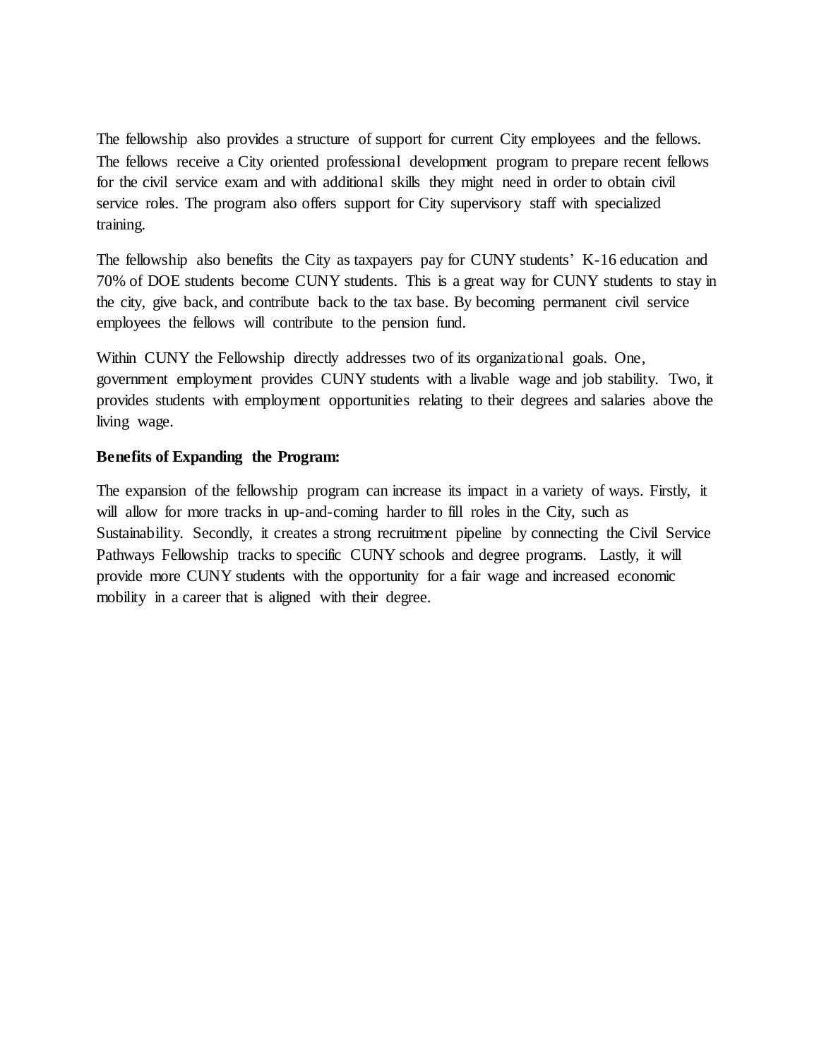The fellowship also provides a structure of support for current City employees and the fellows. The fellows receive a City oriented professional development program to prepare recent fellows for the civil service exam and with additional skills they might need in order to obtain civil service roles. The program also offers support for City supervisory staff with specialized training.

The fellowship also benefits the City as taxpayers pay for CUNY students' K-16 education and 70% of DOE students become CUNY students. This is a great way for CUNY students to stay in the city, give back, and contribute back to the tax base. By becoming permanent civil service employees the fellows will contribute to the pension fund.

Within CUNY the Fellowship directly addresses two of its organizational goals. One, government employment provides CUNY students with a livable wage and job stability. Two, it provides students with employment opportunities relating to their degrees and salaries above the living wage.

**Benefits of Expanding the Program:**

The expansion of the fellowship program can increase its impact in a variety of ways. Firstly, it will allow for more tracks in up-and-coming harder to fill roles in the City, such as Sustainability. Secondly, it creates a strong recruitment pipeline by connecting the Civil Service Pathways Fellowship tracks to specific CUNY schools and degree programs. Lastly, it will provide more CUNY students with the opportunity for a fair wage and increased economic mobility in a career that is aligned with their degree.